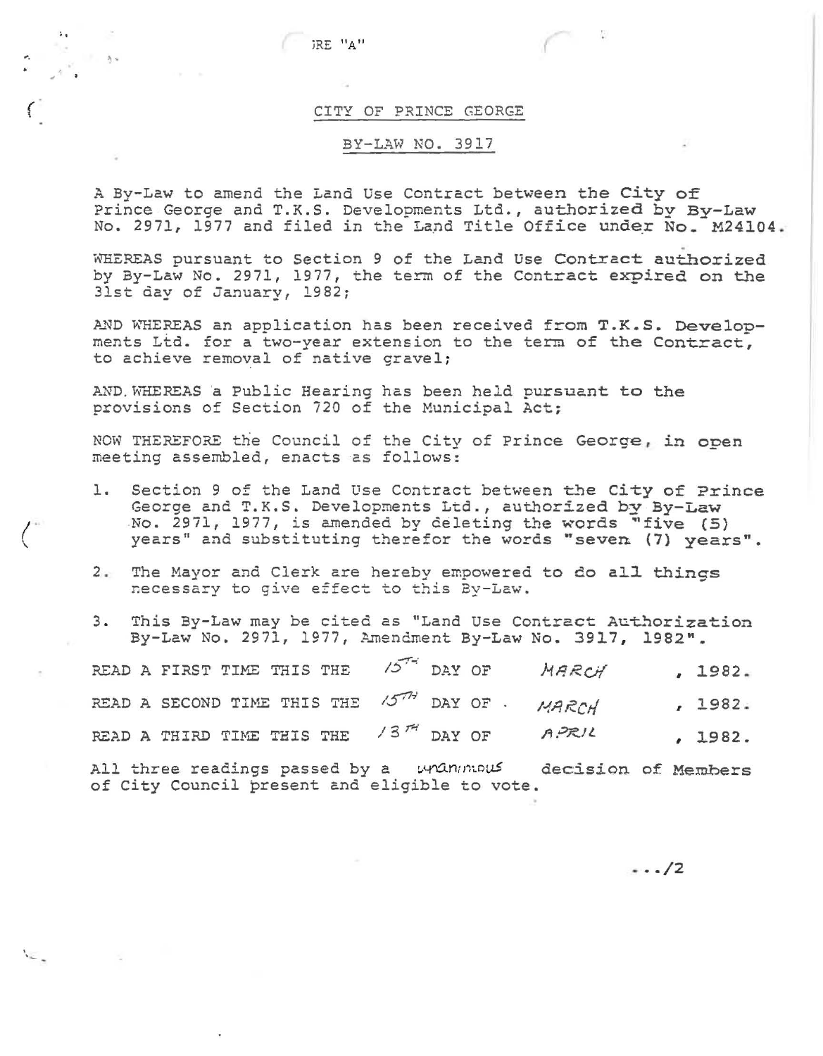RE "A"

CITY OF PRINCE GEORGE

BY-LAW NO. 3917

A By-Law to amend the Land Use Contract between the City of Prince George and T.K.S. Developments Ltd., authorized by By-Law No. 2971, 1977 and filed in the Land Title Office under No. M24104.

WHEREAS pursuant to Section 9 of the Land Use Contract authorized by By-Law No. 2971, 1977, the term of the Contract expired on the 31st day of January, 1982;

AND WHEREAS an application has been received from T.K.S. Developments Ltd. for a two-year extension to the term of the Contract, to achieve removal of native gravel;

AND WHEREAS a Public Hearing has been held pursuant to the provisions of Section 720 of the Municipal Act;

NOW THEREFORE the Council of the City of Prince George, in open meeting assembled, enacts as follows:

1. Section 9 of the Land Use Contract between the City of Prince George and T.K.S. Developments Ltd., authorized by By-Law No. 2971, 1977, is amended by deleting the words "five (5) years" and substituting therefor the words "seven (7) years".

2. The Mayor and Clerk are hereby empowered to do all things necessary to give effect to this By-Law.

3. This By-Law may be cited as "Land Use Contract Authorization By-Law No. 2971, 1977, Amendment By-Law No. 3917, 1982".

READ A FIRST TIME THIS THE 15TH DAY OF MARCH, 1982.

READ A SECOND TIME THIS THE 15TH DAY OF MARCH, 1982.

READ A THIRD TIME THIS THE 13TH DAY OF APRIL, 1982.

All three readings passed by a unanimous decision of Members of City Council present and eligible to vote.

.../2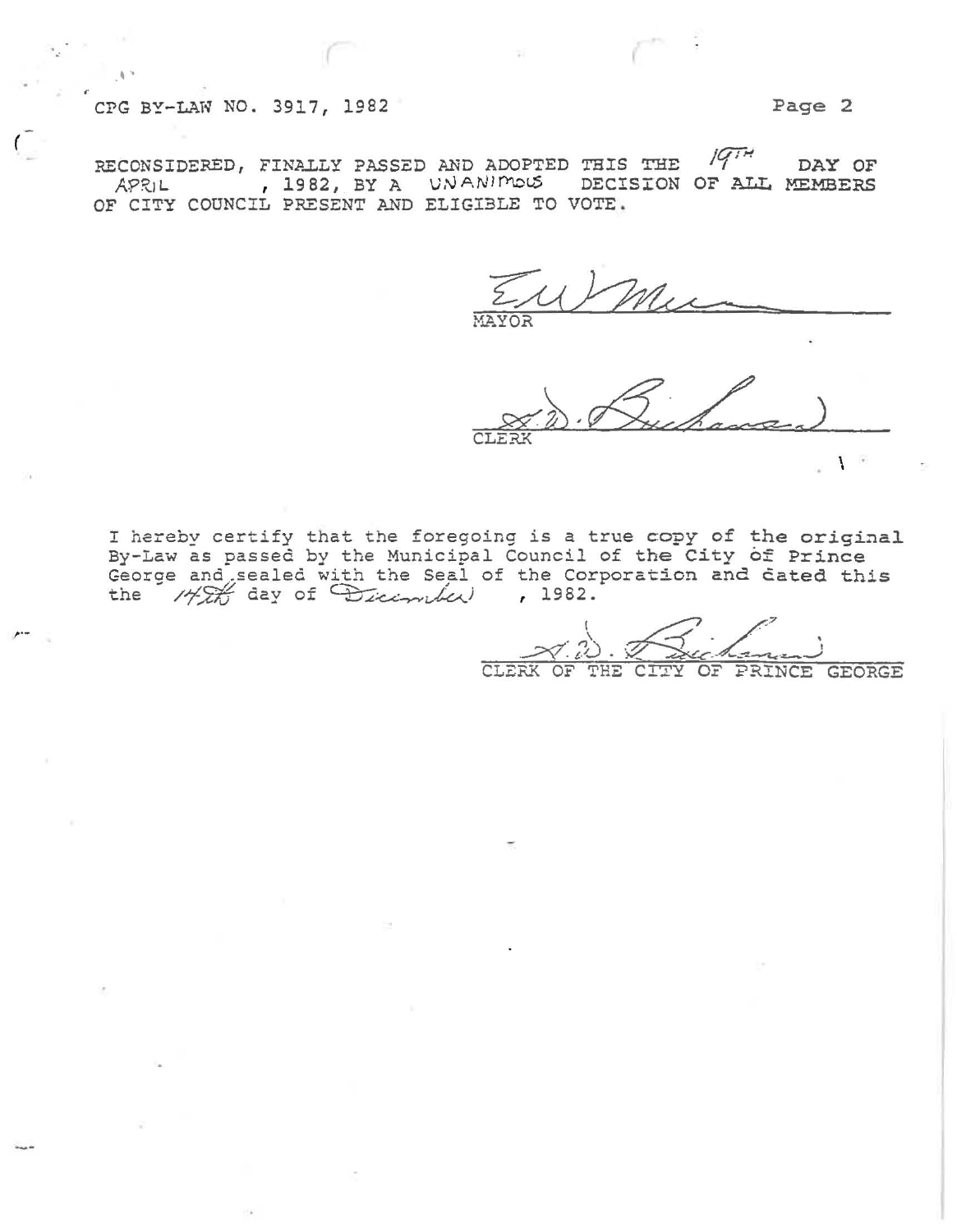RECONSIDERED, FINALLY PASSED AND ADOPTED THIS THE 19TH DAY OF APRIL, 1982, BY A UNANIMOUS DECISION OF ALL MEMBERS OF CITY COUNCIL PRESENT AND ELIGIBLE TO VOTE.

MAYOR

CLERK

I hereby certify that the foregoing is a true copy of the original By-Law as passed by the Municipal Council of the City of Prince George and sealed with the Seal of the Corporation and dated this the 14th day of December, 1982.

CLERK OF THE CITY OF PRINCE GEORGE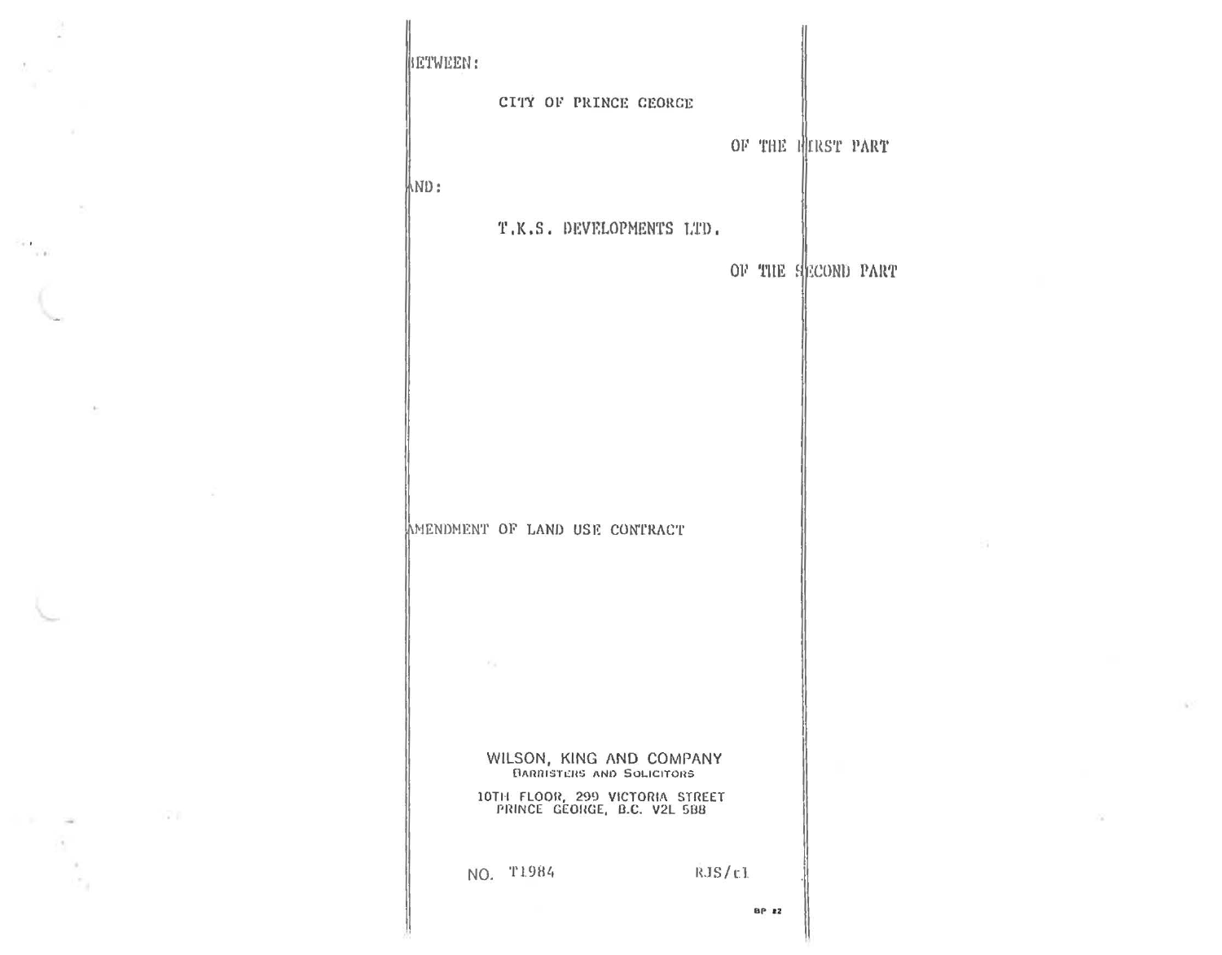BETWEEN:

CITY OF PRINCE GEORGE

OF THE FIRST PART

AND:

T.K.S. DEVELOPMENTS LTD.

OF THE SECOND PART

AMENDMENT OF LAND USE CONTRACT

WILSON, KING AND COMPANY
BARRISTERS AND SOLICITORS

10TH FLOOR, 299 VICTORIA STREET
PRINCE GEORGE, B.C. V2L 5B8

NO. T1984 RJS/cl

BP #2